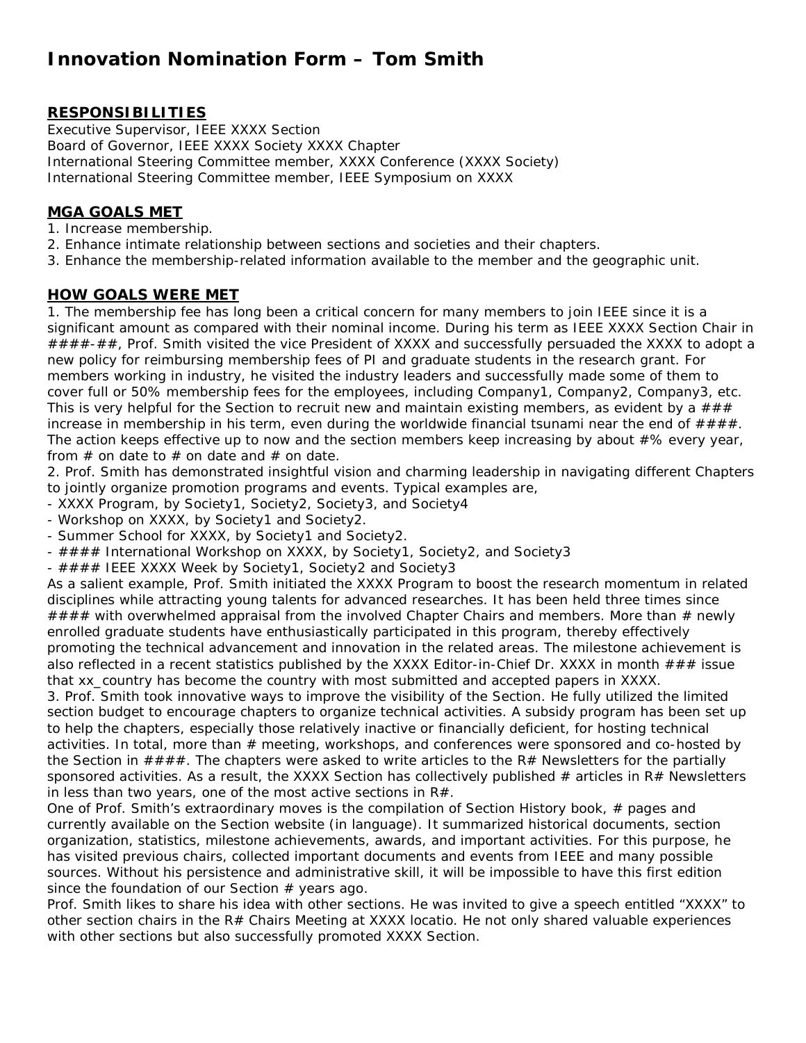# Innovation Nomination Form – Tom Smith

## RESPONSIBILITIES

Executive Supervisor, IEEE XXXX Section
Board of Governor, IEEE XXXX Society XXXX Chapter
International Steering Committee member, XXXX Conference (XXXX Society)
International Steering Committee member, IEEE Symposium on XXXX

## MGA GOALS MET

1. Increase membership.
2. Enhance intimate relationship between sections and societies and their chapters.
3. Enhance the membership-related information available to the member and the geographic unit.

## HOW GOALS WERE MET

1. The membership fee has long been a critical concern for many members to join IEEE since it is a significant amount as compared with their nominal income. During his term as IEEE XXXX Section Chair in ####-##, Prof. Smith visited the vice President of XXXX and successfully persuaded the XXXX to adopt a new policy for reimbursing membership fees of PI and graduate students in the research grant. For members working in industry, he visited the industry leaders and successfully made some of them to cover full or 50% membership fees for the employees, including Company1, Company2, Company3, etc. This is very helpful for the Section to recruit new and maintain existing members, as evident by a ### increase in membership in his term, even during the worldwide financial tsunami near the end of ####. The action keeps effective up to now and the section members keep increasing by about #% every year, from # on date to # on date and # on date.
2. Prof. Smith has demonstrated insightful vision and charming leadership in navigating different Chapters to jointly organize promotion programs and events. Typical examples are,

- XXXX Program, by Society1, Society2, Society3, and Society4
- Workshop on XXXX, by Society1 and Society2.
- Summer School for XXXX, by Society1 and Society2.
- #### International Workshop on XXXX, by Society1, Society2, and Society3
- #### IEEE XXXX Week by Society1, Society2 and Society3

As a salient example, Prof. Smith initiated the XXXX Program to boost the research momentum in related disciplines while attracting young talents for advanced researches. It has been held three times since #### with overwhelmed appraisal from the involved Chapter Chairs and members. More than # newly enrolled graduate students have enthusiastically participated in this program, thereby effectively promoting the technical advancement and innovation in the related areas. The milestone achievement is also reflected in a recent statistics published by the XXXX Editor-in-Chief Dr. XXXX in month ### issue that xx_country has become the country with most submitted and accepted papers in XXXX.

3. Prof. Smith took innovative ways to improve the visibility of the Section. He fully utilized the limited section budget to encourage chapters to organize technical activities. A subsidy program has been set up to help the chapters, especially those relatively inactive or financially deficient, for hosting technical activities. In total, more than # meeting, workshops, and conferences were sponsored and co-hosted by the Section in ####. The chapters were asked to write articles to the R# Newsletters for the partially sponsored activities. As a result, the XXXX Section has collectively published # articles in R# Newsletters in less than two years, one of the most active sections in R#.

One of Prof. Smith's extraordinary moves is the compilation of Section History book, # pages and currently available on the Section website (in language). It summarized historical documents, section organization, statistics, milestone achievements, awards, and important activities. For this purpose, he has visited previous chairs, collected important documents and events from IEEE and many possible sources. Without his persistence and administrative skill, it will be impossible to have this first edition since the foundation of our Section # years ago.

Prof. Smith likes to share his idea with other sections. He was invited to give a speech entitled "XXXX" to other section chairs in the R# Chairs Meeting at XXXX locatio. He not only shared valuable experiences with other sections but also successfully promoted XXXX Section.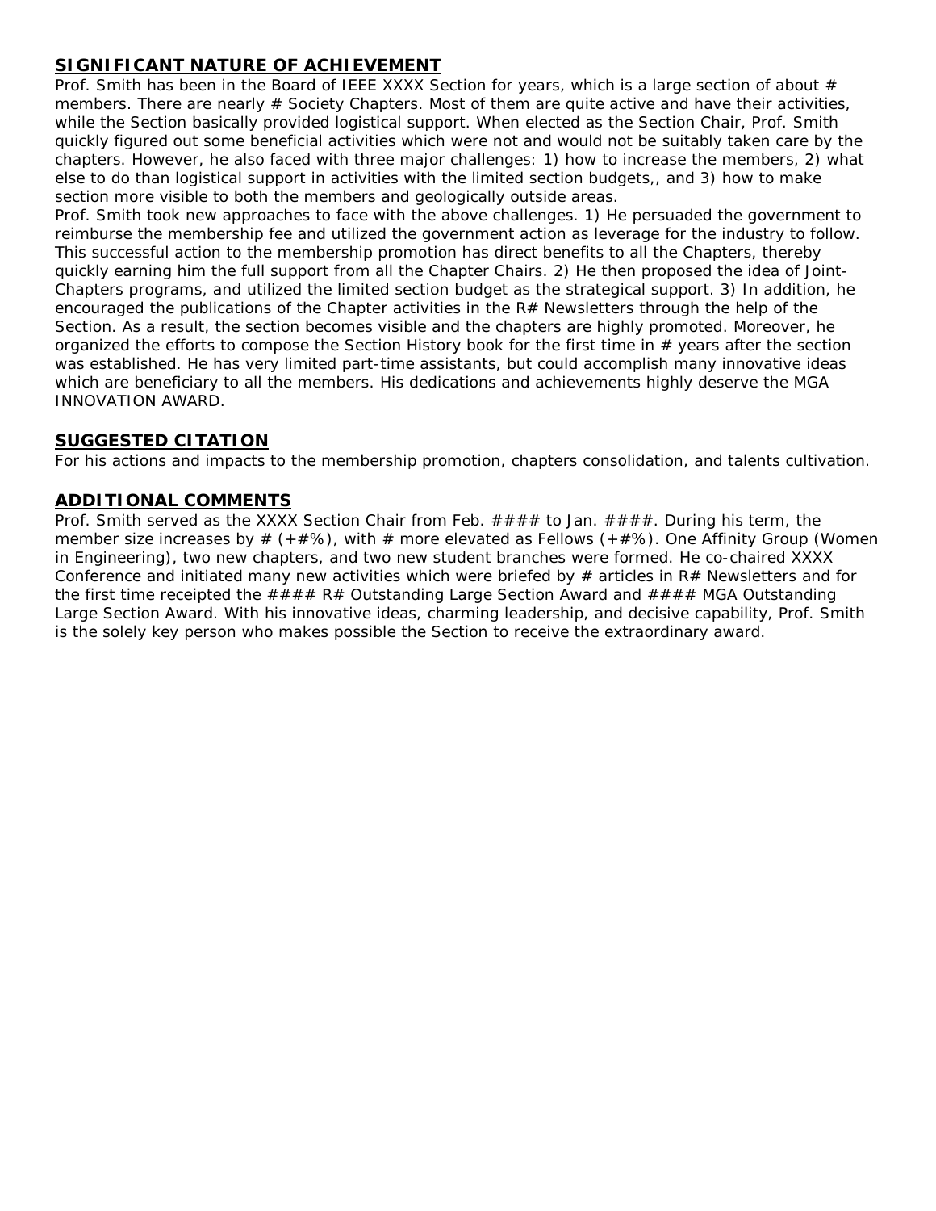## SIGNIFICANT NATURE OF ACHIEVEMENT

Prof. Smith has been in the Board of IEEE XXXX Section for years, which is a large section of about # members. There are nearly # Society Chapters. Most of them are quite active and have their activities, while the Section basically provided logistical support. When elected as the Section Chair, Prof. Smith quickly figured out some beneficial activities which were not and would not be suitably taken care by the chapters. However, he also faced with three major challenges: 1) how to increase the members, 2) what else to do than logistical support in activities with the limited section budgets,, and 3) how to make section more visible to both the members and geologically outside areas.

Prof. Smith took new approaches to face with the above challenges. 1) He persuaded the government to reimburse the membership fee and utilized the government action as leverage for the industry to follow. This successful action to the membership promotion has direct benefits to all the Chapters, thereby quickly earning him the full support from all the Chapter Chairs. 2) He then proposed the idea of Joint-Chapters programs, and utilized the limited section budget as the strategical support. 3) In addition, he encouraged the publications of the Chapter activities in the R# Newsletters through the help of the Section. As a result, the section becomes visible and the chapters are highly promoted. Moreover, he organized the efforts to compose the Section History book for the first time in # years after the section was established. He has very limited part-time assistants, but could accomplish many innovative ideas which are beneficiary to all the members. His dedications and achievements highly deserve the MGA INNOVATION AWARD.

## SUGGESTED CITATION

For his actions and impacts to the membership promotion, chapters consolidation, and talents cultivation.

## ADDITIONAL COMMENTS

Prof. Smith served as the XXXX Section Chair from Feb. #### to Jan. ####. During his term, the member size increases by # (+#%), with # more elevated as Fellows (+#%). One Affinity Group (Women in Engineering), two new chapters, and two new student branches were formed. He co-chaired XXXX Conference and initiated many new activities which were briefed by # articles in R# Newsletters and for the first time receipted the #### R# Outstanding Large Section Award and #### MGA Outstanding Large Section Award. With his innovative ideas, charming leadership, and decisive capability, Prof. Smith is the solely key person who makes possible the Section to receive the extraordinary award.